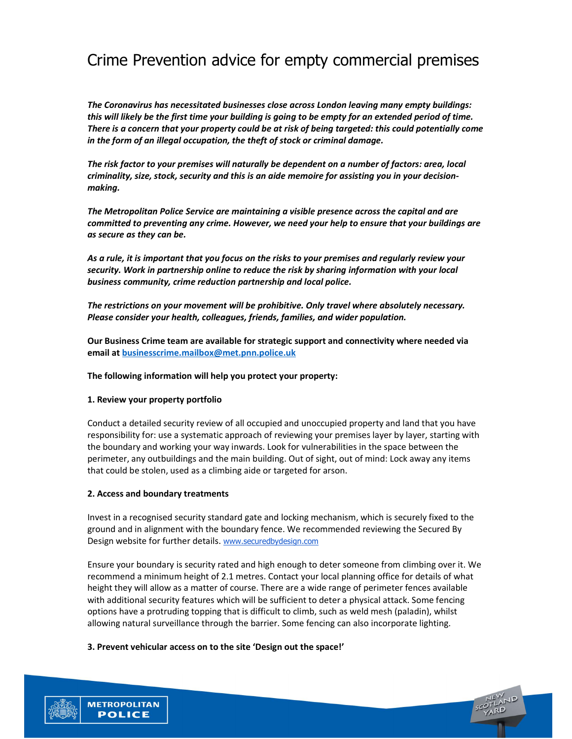# Crime Prevention advice for empty commercial premises

***The Coronavirus has necessitated businesses close across London leaving many empty buildings: this will likely be the first time your building is going to be empty for an extended period of time. There is a concern that your property could be at risk of being targeted: this could potentially come in the form of an illegal occupation, the theft of stock or criminal damage.***

***The risk factor to your premises will naturally be dependent on a number of factors: area, local criminality, size, stock, security and this is an aide memoire for assisting you in your decision-making.***

***The Metropolitan Police Service are maintaining a visible presence across the capital and are committed to preventing any crime. However, we need your help to ensure that your buildings are as secure as they can be.***

***As a rule, it is important that you focus on the risks to your premises and regularly review your security. Work in partnership online to reduce the risk by sharing information with your local business community, crime reduction partnership and local police.***

***The restrictions on your movement will be prohibitive. Only travel where absolutely necessary. Please consider your health, colleagues, friends, families, and wider population.***

**Our Business Crime team are available for strategic support and connectivity where needed via email at businesscrime.mailbox@met.pnn.police.uk**

**The following information will help you protect your property:**

**1. Review your property portfolio**

Conduct a detailed security review of all occupied and unoccupied property and land that you have responsibility for: use a systematic approach of reviewing your premises layer by layer, starting with the boundary and working your way inwards. Look for vulnerabilities in the space between the perimeter, any outbuildings and the main building. Out of sight, out of mind: Lock away any items that could be stolen, used as a climbing aide or targeted for arson.

**2. Access and boundary treatments**

Invest in a recognised security standard gate and locking mechanism, which is securely fixed to the ground and in alignment with the boundary fence. We recommended reviewing the Secured By Design website for further details. www.securedbydesign.com

Ensure your boundary is security rated and high enough to deter someone from climbing over it. We recommend a minimum height of 2.1 metres. Contact your local planning office for details of what height they will allow as a matter of course. There are a wide range of perimeter fences available with additional security features which will be sufficient to deter a physical attack. Some fencing options have a protruding topping that is difficult to climb, such as weld mesh (paladin), whilst allowing natural surveillance through the barrier. Some fencing can also incorporate lighting.

**3. Prevent vehicular access on to the site 'Design out the space!'**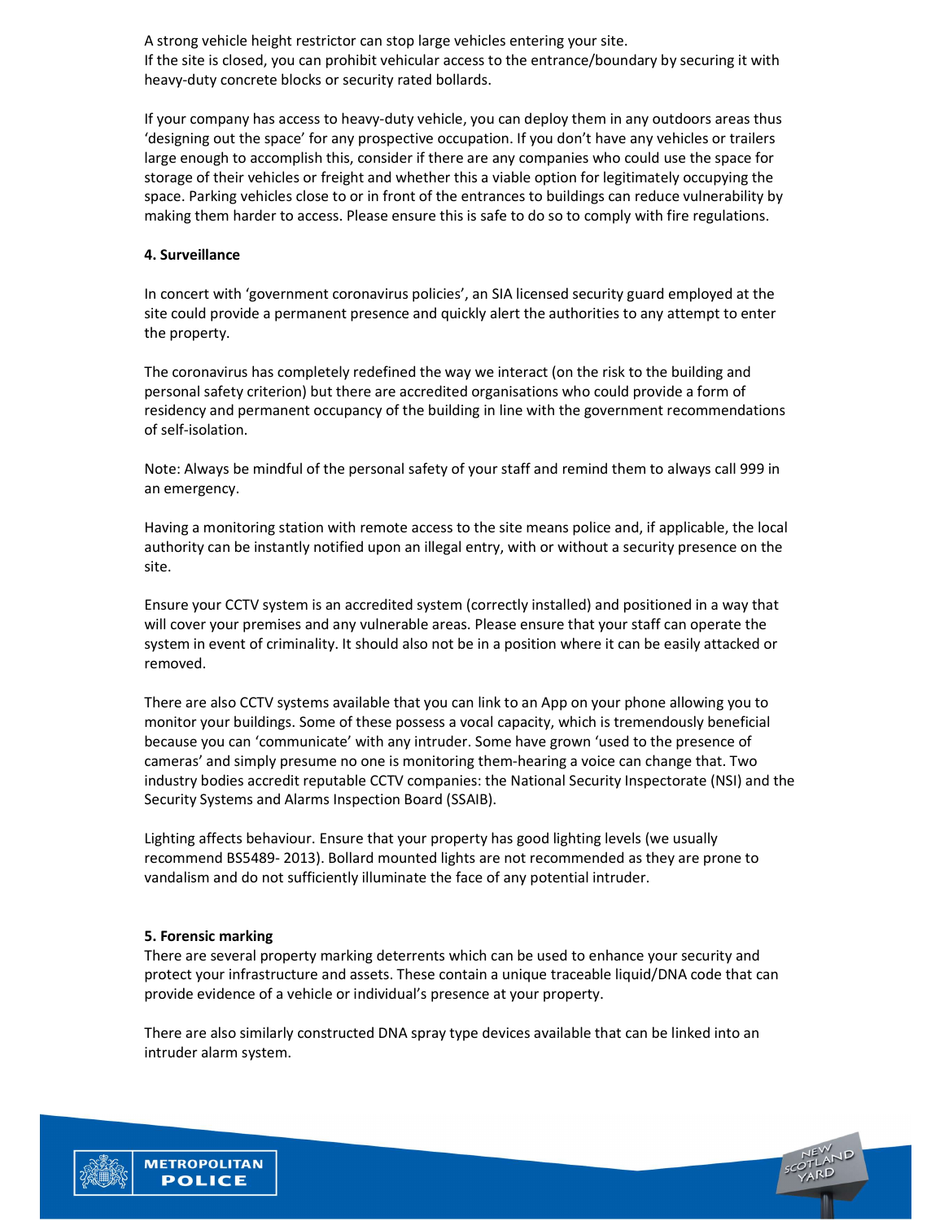A strong vehicle height restrictor can stop large vehicles entering your site.
If the site is closed, you can prohibit vehicular access to the entrance/boundary by securing it with heavy-duty concrete blocks or security rated bollards.

If your company has access to heavy-duty vehicle, you can deploy them in any outdoors areas thus 'designing out the space' for any prospective occupation. If you don't have any vehicles or trailers large enough to accomplish this, consider if there are any companies who could use the space for storage of their vehicles or freight and whether this a viable option for legitimately occupying the space. Parking vehicles close to or in front of the entrances to buildings can reduce vulnerability by making them harder to access. Please ensure this is safe to do so to comply with fire regulations.

**4. Surveillance**

In concert with 'government coronavirus policies', an SIA licensed security guard employed at the site could provide a permanent presence and quickly alert the authorities to any attempt to enter the property.

The coronavirus has completely redefined the way we interact (on the risk to the building and personal safety criterion) but there are accredited organisations who could provide a form of residency and permanent occupancy of the building in line with the government recommendations of self-isolation.

Note: Always be mindful of the personal safety of your staff and remind them to always call 999 in an emergency.

Having a monitoring station with remote access to the site means police and, if applicable, the local authority can be instantly notified upon an illegal entry, with or without a security presence on the site.

Ensure your CCTV system is an accredited system (correctly installed) and positioned in a way that will cover your premises and any vulnerable areas. Please ensure that your staff can operate the system in event of criminality. It should also not be in a position where it can be easily attacked or removed.

There are also CCTV systems available that you can link to an App on your phone allowing you to monitor your buildings. Some of these possess a vocal capacity, which is tremendously beneficial because you can 'communicate' with any intruder. Some have grown 'used to the presence of cameras' and simply presume no one is monitoring them-hearing a voice can change that. Two industry bodies accredit reputable CCTV companies: the National Security Inspectorate (NSI) and the Security Systems and Alarms Inspection Board (SSAIB).

Lighting affects behaviour. Ensure that your property has good lighting levels (we usually recommend BS5489- 2013). Bollard mounted lights are not recommended as they are prone to vandalism and do not sufficiently illuminate the face of any potential intruder.

**5. Forensic marking**

There are several property marking deterrents which can be used to enhance your security and protect your infrastructure and assets. These contain a unique traceable liquid/DNA code that can provide evidence of a vehicle or individual's presence at your property.

There are also similarly constructed DNA spray type devices available that can be linked into an intruder alarm system.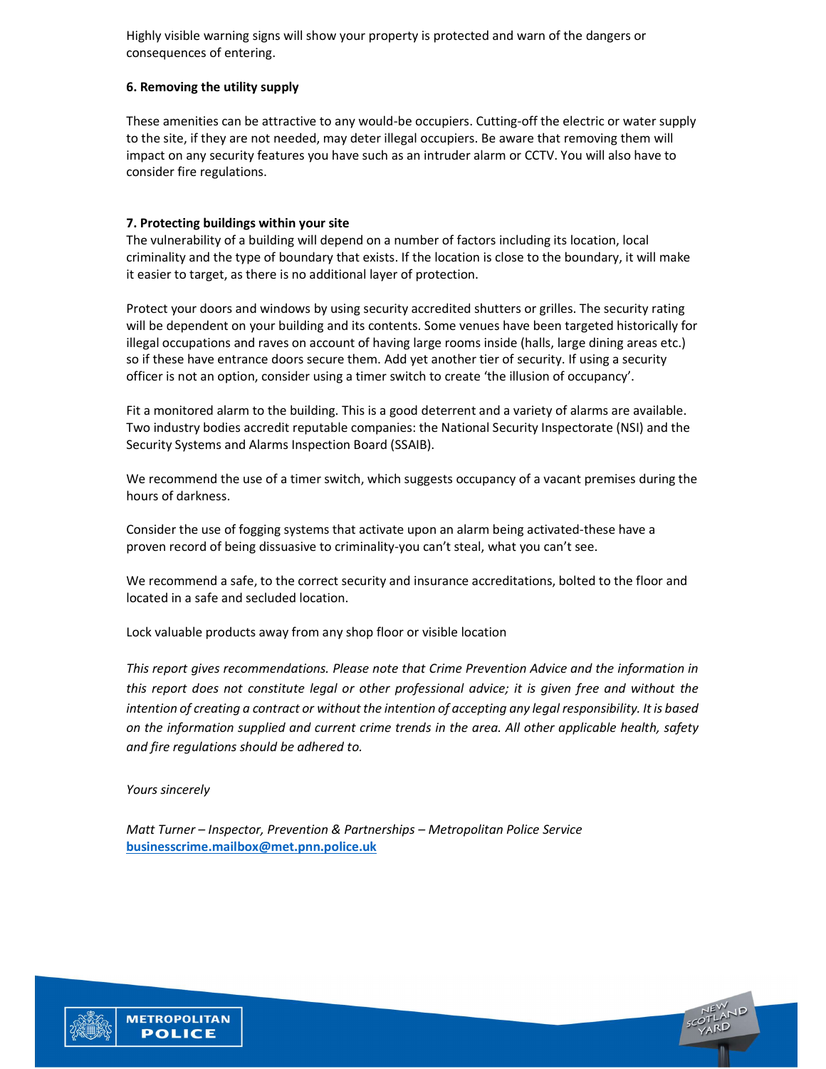Highly visible warning signs will show your property is protected and warn of the dangers or consequences of entering.

**6. Removing the utility supply**

These amenities can be attractive to any would-be occupiers. Cutting-off the electric or water supply to the site, if they are not needed, may deter illegal occupiers. Be aware that removing them will impact on any security features you have such as an intruder alarm or CCTV. You will also have to consider fire regulations.

**7. Protecting buildings within your site**

The vulnerability of a building will depend on a number of factors including its location, local criminality and the type of boundary that exists. If the location is close to the boundary, it will make it easier to target, as there is no additional layer of protection.

Protect your doors and windows by using security accredited shutters or grilles. The security rating will be dependent on your building and its contents. Some venues have been targeted historically for illegal occupations and raves on account of having large rooms inside (halls, large dining areas etc.) so if these have entrance doors secure them. Add yet another tier of security. If using a security officer is not an option, consider using a timer switch to create 'the illusion of occupancy'.

Fit a monitored alarm to the building. This is a good deterrent and a variety of alarms are available. Two industry bodies accredit reputable companies: the National Security Inspectorate (NSI) and the Security Systems and Alarms Inspection Board (SSAIB).

We recommend the use of a timer switch, which suggests occupancy of a vacant premises during the hours of darkness.

Consider the use of fogging systems that activate upon an alarm being activated-these have a proven record of being dissuasive to criminality-you can't steal, what you can't see.

We recommend a safe, to the correct security and insurance accreditations, bolted to the floor and located in a safe and secluded location.

Lock valuable products away from any shop floor or visible location

*This report gives recommendations. Please note that Crime Prevention Advice and the information in this report does not constitute legal or other professional advice; it is given free and without the intention of creating a contract or without the intention of accepting any legal responsibility. It is based on the information supplied and current crime trends in the area. All other applicable health, safety and fire regulations should be adhered to.*

*Yours sincerely*

*Matt Turner – Inspector, Prevention & Partnerships – Metropolitan Police Service*
**businesscrime.mailbox@met.pnn.police.uk**